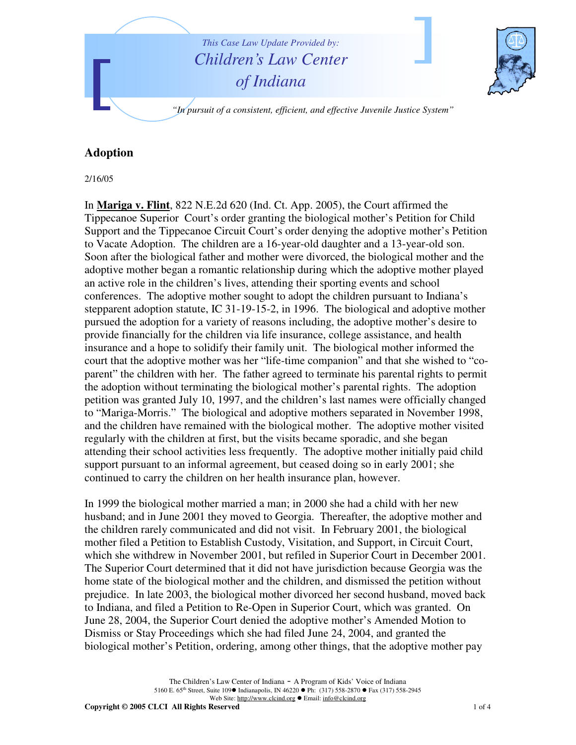*This Case Law Update Provided by:*

*Children's Law Center of Indiana*

*"In pursuit of a consistent, efficient, and effective Juvenile Justice System"*

## Adoption

2/16/05

In **Mariga v. Flint**, 822 N.E.2d 620 (Ind. Ct. App. 2005), the Court affirmed the Tippecanoe Superior Court's order granting the biological mother's Petition for Child Support and the Tippecanoe Circuit Court's order denying the adoptive mother's Petition to Vacate Adoption. The children are a 16-year-old daughter and a 13-year-old son. Soon after the biological father and mother were divorced, the biological mother and the adoptive mother began a romantic relationship during which the adoptive mother played an active role in the children's lives, attending their sporting events and school conferences. The adoptive mother sought to adopt the children pursuant to Indiana's stepparent adoption statute, IC 31-19-15-2, in 1996. The biological and adoptive mother pursued the adoption for a variety of reasons including, the adoptive mother's desire to provide financially for the children via life insurance, college assistance, and health insurance and a hope to solidify their family unit. The biological mother informed the court that the adoptive mother was her "life-time companion" and that she wished to "co-parent" the children with her. The father agreed to terminate his parental rights to permit the adoption without terminating the biological mother's parental rights. The adoption petition was granted July 10, 1997, and the children's last names were officially changed to "Mariga-Morris." The biological and adoptive mothers separated in November 1998, and the children have remained with the biological mother. The adoptive mother visited regularly with the children at first, but the visits became sporadic, and she began attending their school activities less frequently. The adoptive mother initially paid child support pursuant to an informal agreement, but ceased doing so in early 2001; she continued to carry the children on her health insurance plan, however.

In 1999 the biological mother married a man; in 2000 she had a child with her new husband; and in June 2001 they moved to Georgia. Thereafter, the adoptive mother and the children rarely communicated and did not visit. In February 2001, the biological mother filed a Petition to Establish Custody, Visitation, and Support, in Circuit Court, which she withdrew in November 2001, but refiled in Superior Court in December 2001. The Superior Court determined that it did not have jurisdiction because Georgia was the home state of the biological mother and the children, and dismissed the petition without prejudice. In late 2003, the biological mother divorced her second husband, moved back to Indiana, and filed a Petition to Re-Open in Superior Court, which was granted. On June 28, 2004, the Superior Court denied the adoptive mother's Amended Motion to Dismiss or Stay Proceedings which she had filed June 24, 2004, and granted the biological mother's Petition, ordering, among other things, that the adoptive mother pay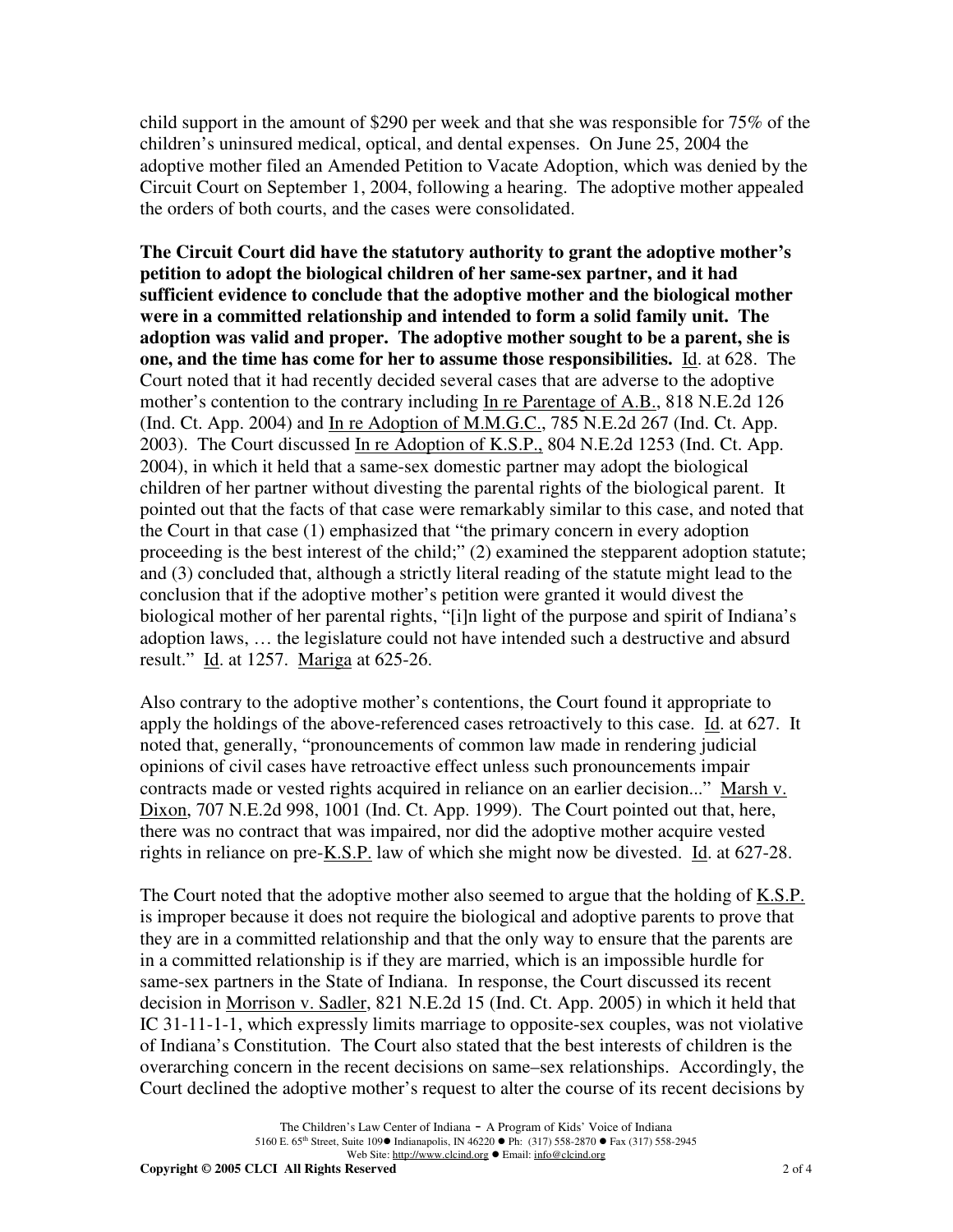child support in the amount of $290 per week and that she was responsible for 75% of the children's uninsured medical, optical, and dental expenses. On June 25, 2004 the adoptive mother filed an Amended Petition to Vacate Adoption, which was denied by the Circuit Court on September 1, 2004, following a hearing. The adoptive mother appealed the orders of both courts, and the cases were consolidated.

**The Circuit Court did have the statutory authority to grant the adoptive mother's petition to adopt the biological children of her same-sex partner, and it had sufficient evidence to conclude that the adoptive mother and the biological mother were in a committed relationship and intended to form a solid family unit. The adoption was valid and proper. The adoptive mother sought to be a parent, she is one, and the time has come for her to assume those responsibilities.** Id. at 628. The Court noted that it had recently decided several cases that are adverse to the adoptive mother's contention to the contrary including In re Parentage of A.B., 818 N.E.2d 126 (Ind. Ct. App. 2004) and In re Adoption of M.M.G.C., 785 N.E.2d 267 (Ind. Ct. App. 2003). The Court discussed In re Adoption of K.S.P., 804 N.E.2d 1253 (Ind. Ct. App. 2004), in which it held that a same-sex domestic partner may adopt the biological children of her partner without divesting the parental rights of the biological parent. It pointed out that the facts of that case were remarkably similar to this case, and noted that the Court in that case (1) emphasized that "the primary concern in every adoption proceeding is the best interest of the child;" (2) examined the stepparent adoption statute; and (3) concluded that, although a strictly literal reading of the statute might lead to the conclusion that if the adoptive mother's petition were granted it would divest the biological mother of her parental rights, "[i]n light of the purpose and spirit of Indiana's adoption laws, … the legislature could not have intended such a destructive and absurd result." Id. at 1257. Mariga at 625-26.

Also contrary to the adoptive mother's contentions, the Court found it appropriate to apply the holdings of the above-referenced cases retroactively to this case. Id. at 627. It noted that, generally, "pronouncements of common law made in rendering judicial opinions of civil cases have retroactive effect unless such pronouncements impair contracts made or vested rights acquired in reliance on an earlier decision..." Marsh v. Dixon, 707 N.E.2d 998, 1001 (Ind. Ct. App. 1999). The Court pointed out that, here, there was no contract that was impaired, nor did the adoptive mother acquire vested rights in reliance on pre-K.S.P. law of which she might now be divested. Id. at 627-28.

The Court noted that the adoptive mother also seemed to argue that the holding of K.S.P. is improper because it does not require the biological and adoptive parents to prove that they are in a committed relationship and that the only way to ensure that the parents are in a committed relationship is if they are married, which is an impossible hurdle for same-sex partners in the State of Indiana. In response, the Court discussed its recent decision in Morrison v. Sadler, 821 N.E.2d 15 (Ind. Ct. App. 2005) in which it held that IC 31-11-1-1, which expressly limits marriage to opposite-sex couples, was not violative of Indiana's Constitution. The Court also stated that the best interests of children is the overarching concern in the recent decisions on same–sex relationships. Accordingly, the Court declined the adoptive mother's request to alter the course of its recent decisions by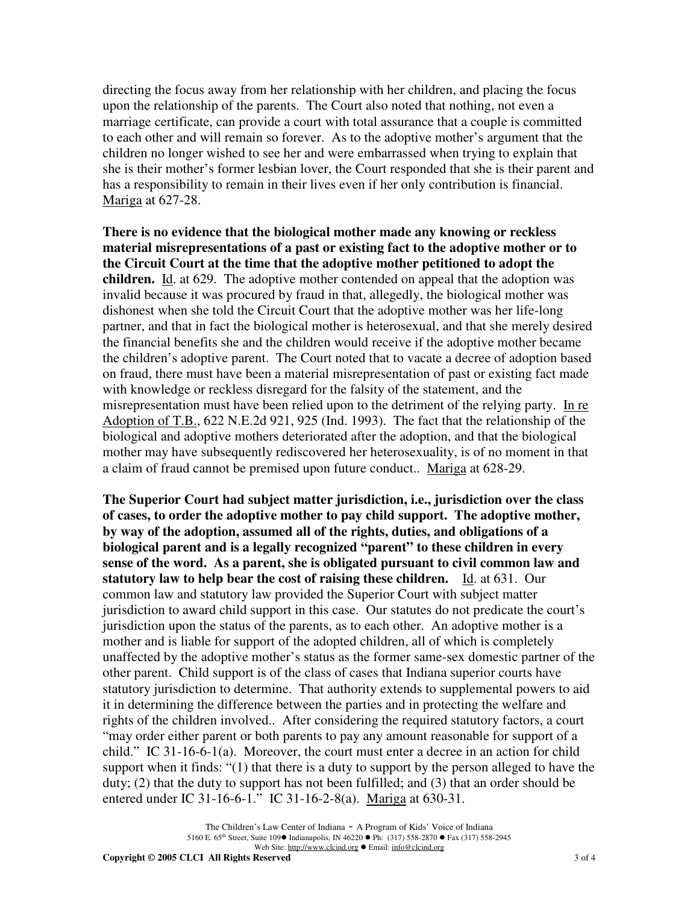directing the focus away from her relationship with her children, and placing the focus upon the relationship of the parents. The Court also noted that nothing, not even a marriage certificate, can provide a court with total assurance that a couple is committed to each other and will remain so forever. As to the adoptive mother's argument that the children no longer wished to see her and were embarrassed when trying to explain that she is their mother's former lesbian lover, the Court responded that she is their parent and has a responsibility to remain in their lives even if her only contribution is financial. Mariga at 627-28.

**There is no evidence that the biological mother made any knowing or reckless material misrepresentations of a past or existing fact to the adoptive mother or to the Circuit Court at the time that the adoptive mother petitioned to adopt the children.** Id. at 629. The adoptive mother contended on appeal that the adoption was invalid because it was procured by fraud in that, allegedly, the biological mother was dishonest when she told the Circuit Court that the adoptive mother was her life-long partner, and that in fact the biological mother is heterosexual, and that she merely desired the financial benefits she and the children would receive if the adoptive mother became the children's adoptive parent. The Court noted that to vacate a decree of adoption based on fraud, there must have been a material misrepresentation of past or existing fact made with knowledge or reckless disregard for the falsity of the statement, and the misrepresentation must have been relied upon to the detriment of the relying party. In re Adoption of T.B., 622 N.E.2d 921, 925 (Ind. 1993). The fact that the relationship of the biological and adoptive mothers deteriorated after the adoption, and that the biological mother may have subsequently rediscovered her heterosexuality, is of no moment in that a claim of fraud cannot be premised upon future conduct.. Mariga at 628-29.

**The Superior Court had subject matter jurisdiction, i.e., jurisdiction over the class of cases, to order the adoptive mother to pay child support. The adoptive mother, by way of the adoption, assumed all of the rights, duties, and obligations of a biological parent and is a legally recognized "parent" to these children in every sense of the word. As a parent, she is obligated pursuant to civil common law and statutory law to help bear the cost of raising these children.** Id. at 631. Our common law and statutory law provided the Superior Court with subject matter jurisdiction to award child support in this case. Our statutes do not predicate the court's jurisdiction upon the status of the parents, as to each other. An adoptive mother is a mother and is liable for support of the adopted children, all of which is completely unaffected by the adoptive mother's status as the former same-sex domestic partner of the other parent. Child support is of the class of cases that Indiana superior courts have statutory jurisdiction to determine. That authority extends to supplemental powers to aid it in determining the difference between the parties and in protecting the welfare and rights of the children involved.. After considering the required statutory factors, a court "may order either parent or both parents to pay any amount reasonable for support of a child." IC 31-16-6-1(a). Moreover, the court must enter a decree in an action for child support when it finds: "(1) that there is a duty to support by the person alleged to have the duty; (2) that the duty to support has not been fulfilled; and (3) that an order should be entered under IC 31-16-6-1." IC 31-16-2-8(a). Mariga at 630-31.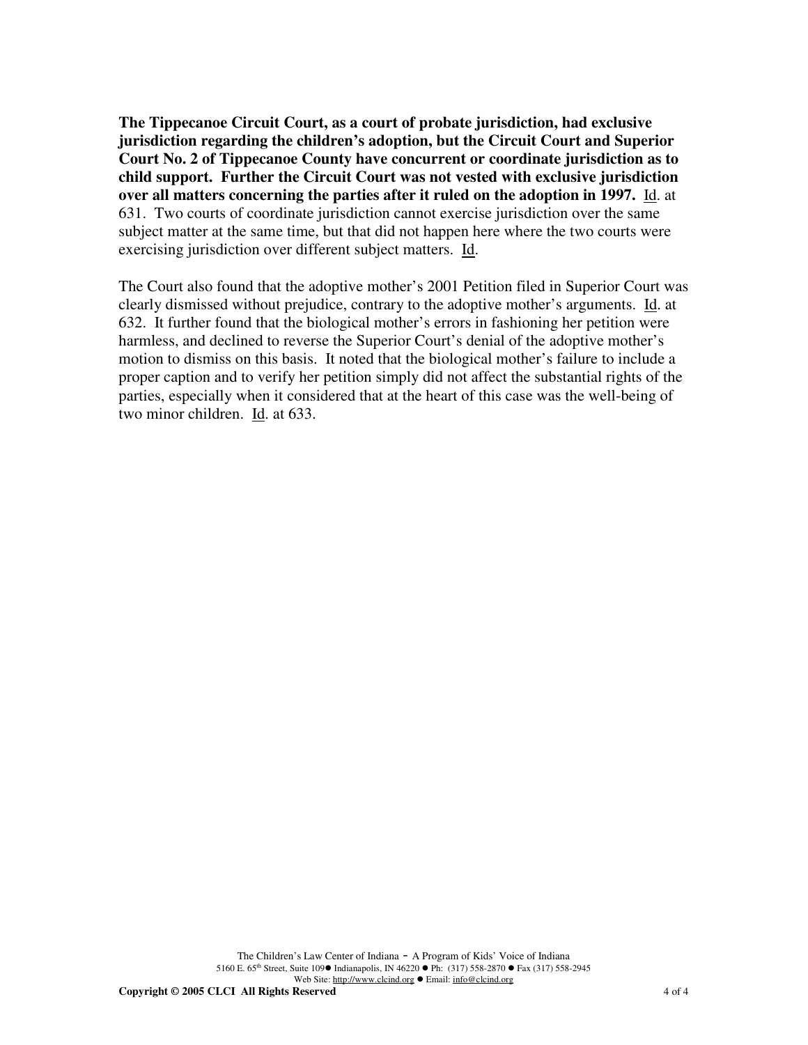**The Tippecanoe Circuit Court, as a court of probate jurisdiction, had exclusive jurisdiction regarding the children's adoption, but the Circuit Court and Superior Court No. 2 of Tippecanoe County have concurrent or coordinate jurisdiction as to child support. Further the Circuit Court was not vested with exclusive jurisdiction over all matters concerning the parties after it ruled on the adoption in 1997.** Id. at 631. Two courts of coordinate jurisdiction cannot exercise jurisdiction over the same subject matter at the same time, but that did not happen here where the two courts were exercising jurisdiction over different subject matters. Id.

The Court also found that the adoptive mother's 2001 Petition filed in Superior Court was clearly dismissed without prejudice, contrary to the adoptive mother's arguments. Id. at 632. It further found that the biological mother's errors in fashioning her petition were harmless, and declined to reverse the Superior Court's denial of the adoptive mother's motion to dismiss on this basis. It noted that the biological mother's failure to include a proper caption and to verify her petition simply did not affect the substantial rights of the parties, especially when it considered that at the heart of this case was the well-being of two minor children. Id. at 633.